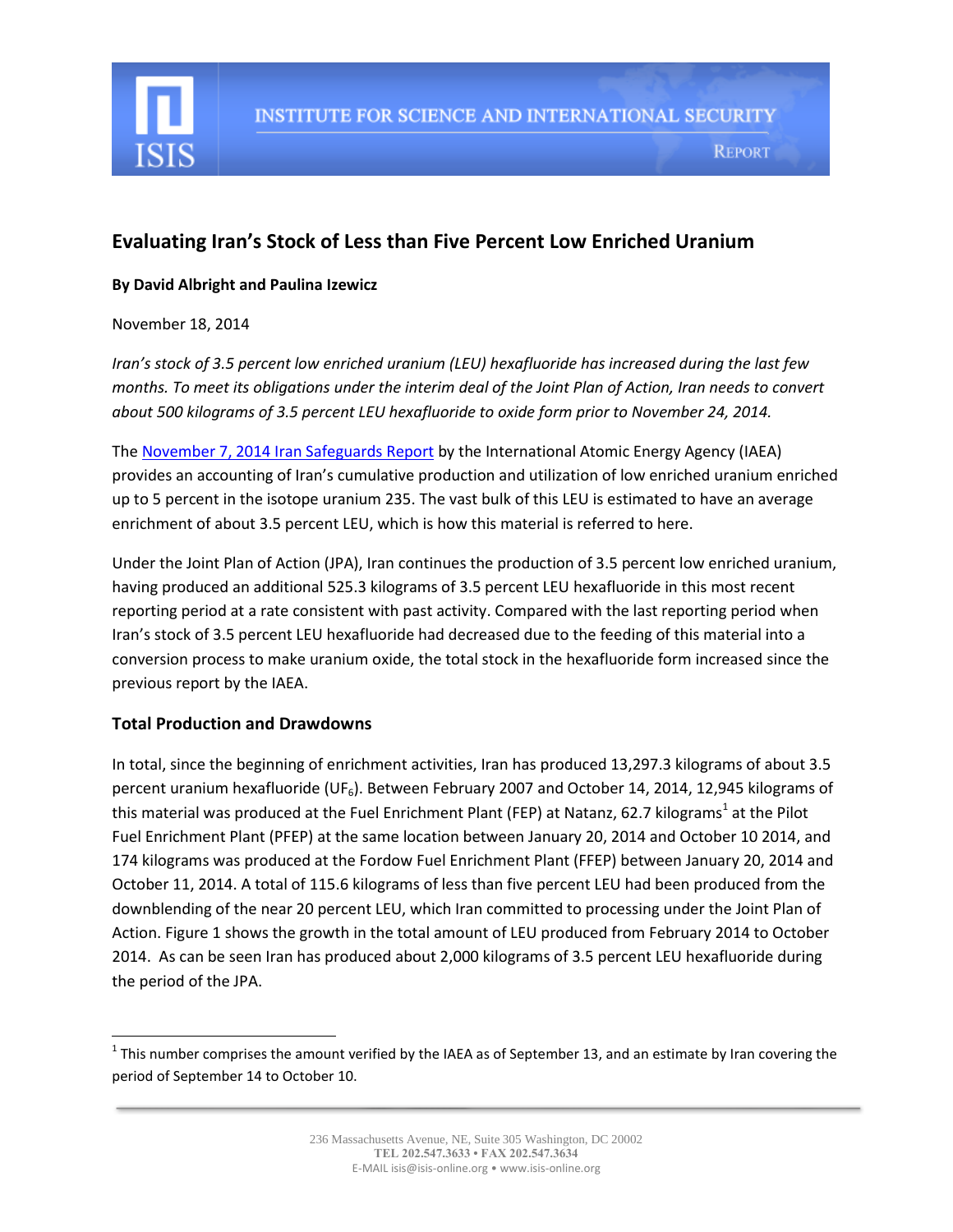INSTITUTE FOR SCIENCE AND INTERNATIONAL SECURITY

REPORT

# Evaluating Iran's Stock of Less than Five Percent Low Enriched Uranium

**By David Albright and Paulina Izewicz**

November 18, 2014

*Iran's stock of 3.5 percent low enriched uranium (LEU) hexafluoride has increased during the last few months. To meet its obligations under the interim deal of the Joint Plan of Action, Iran needs to convert about 500 kilograms of 3.5 percent LEU hexafluoride to oxide form prior to November 24, 2014.*

The November 7, 2014 Iran Safeguards Report by the International Atomic Energy Agency (IAEA) provides an accounting of Iran's cumulative production and utilization of low enriched uranium enriched up to 5 percent in the isotope uranium 235. The vast bulk of this LEU is estimated to have an average enrichment of about 3.5 percent LEU, which is how this material is referred to here.

Under the Joint Plan of Action (JPA), Iran continues the production of 3.5 percent low enriched uranium, having produced an additional 525.3 kilograms of 3.5 percent LEU hexafluoride in this most recent reporting period at a rate consistent with past activity. Compared with the last reporting period when Iran's stock of 3.5 percent LEU hexafluoride had decreased due to the feeding of this material into a conversion process to make uranium oxide, the total stock in the hexafluoride form increased since the previous report by the IAEA.

## Total Production and Drawdowns

In total, since the beginning of enrichment activities, Iran has produced 13,297.3 kilograms of about 3.5 percent uranium hexafluoride ($UF_6$). Between February 2007 and October 14, 2014, 12,945 kilograms of this material was produced at the Fuel Enrichment Plant (FEP) at Natanz, 62.7 kilograms[1] at the Pilot Fuel Enrichment Plant (PFEP) at the same location between January 20, 2014 and October 10 2014, and 174 kilograms was produced at the Fordow Fuel Enrichment Plant (FFEP) between January 20, 2014 and October 11, 2014. A total of 115.6 kilograms of less than five percent LEU had been produced from the downblending of the near 20 percent LEU, which Iran committed to processing under the Joint Plan of Action. Figure 1 shows the growth in the total amount of LEU produced from February 2014 to October 2014. As can be seen Iran has produced about 2,000 kilograms of 3.5 percent LEU hexafluoride during the period of the JPA.

[1] This number comprises the amount verified by the IAEA as of September 13, and an estimate by Iran covering the period of September 14 to October 10.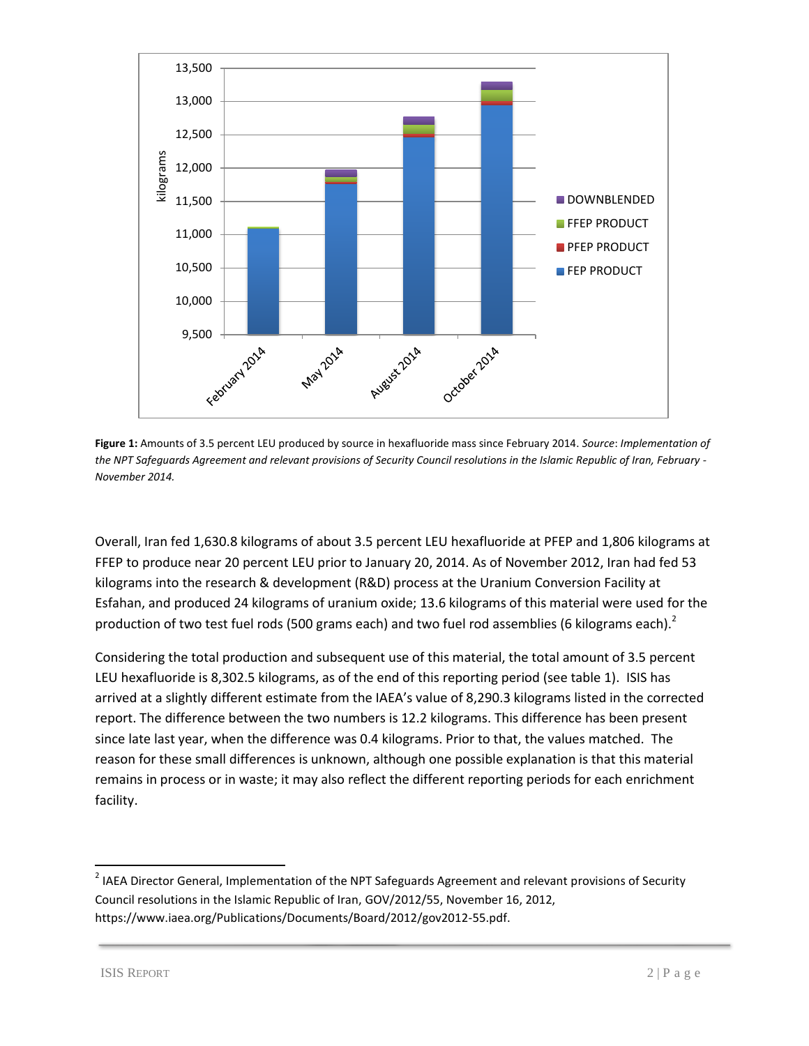**Figure 1:** Amounts of 3.5 percent LEU produced by source in hexafluoride mass since February 2014. *Source*: *Implementation of the NPT Safeguards Agreement and relevant provisions of Security Council resolutions in the Islamic Republic of Iran, February - November 2014.*

Overall, Iran fed 1,630.8 kilograms of about 3.5 percent LEU hexafluoride at PFEP and 1,806 kilograms at FFEP to produce near 20 percent LEU prior to January 20, 2014. As of November 2012, Iran had fed 53 kilograms into the research & development (R&D) process at the Uranium Conversion Facility at Esfahan, and produced 24 kilograms of uranium oxide; 13.6 kilograms of this material were used for the production of two test fuel rods (500 grams each) and two fuel rod assemblies (6 kilograms each).[2]

Considering the total production and subsequent use of this material, the total amount of 3.5 percent LEU hexafluoride is 8,302.5 kilograms, as of the end of this reporting period (see table 1). ISIS has arrived at a slightly different estimate from the IAEA's value of 8,290.3 kilograms listed in the corrected report. The difference between the two numbers is 12.2 kilograms. This difference has been present since late last year, when the difference was 0.4 kilograms. Prior to that, the values matched. The reason for these small differences is unknown, although one possible explanation is that this material remains in process or in waste; it may also reflect the different reporting periods for each enrichment facility.

---

[2] IAEA Director General, Implementation of the NPT Safeguards Agreement and relevant provisions of Security Council resolutions in the Islamic Republic of Iran, GOV/2012/55, November 16, 2012, https://www.iaea.org/Publications/Documents/Board/2012/gov2012-55.pdf.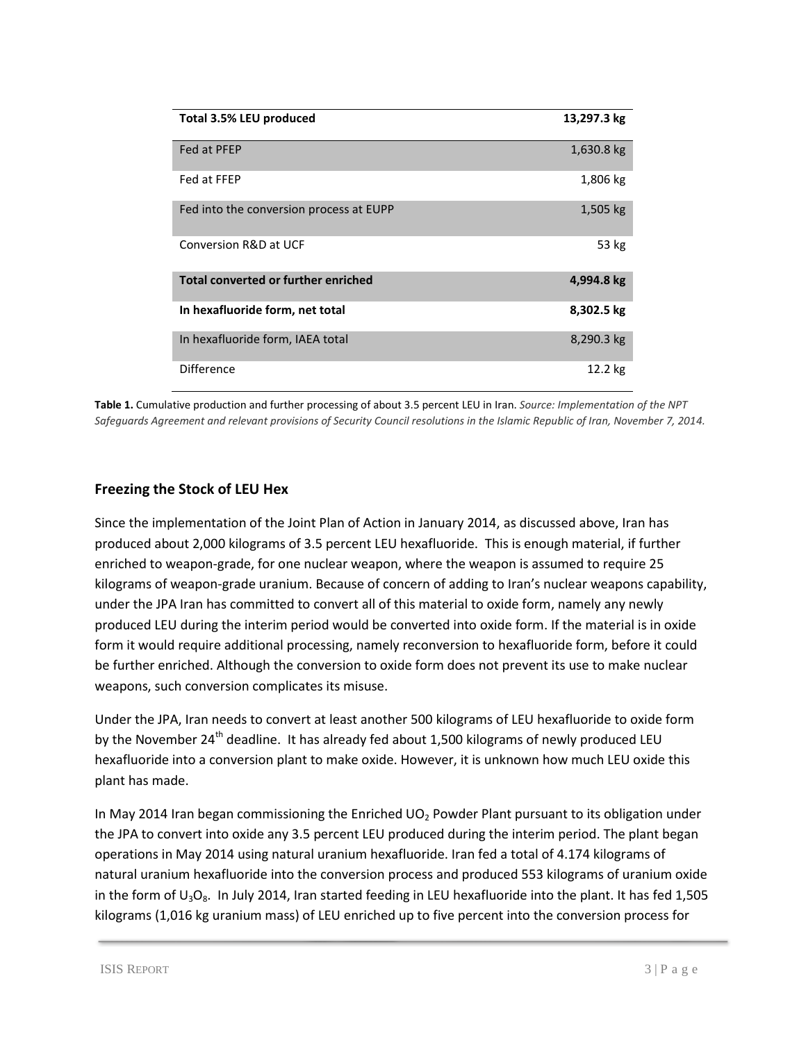| **Total 3.5% LEU produced** | **13,297.3 kg** |
|---|---|
| Fed at PFEP | 1,630.8 kg |
| Fed at FFEP | 1,806 kg |
| Fed into the conversion process at EUPP | 1,505 kg |
| Conversion R&D at UCF | 53 kg |
| **Total converted or further enriched** | **4,994.8 kg** |
| **In hexafluoride form, net total** | **8,302.5 kg** |
| In hexafluoride form, IAEA total | 8,290.3 kg |
| Difference | 12.2 kg |

**Table 1.** Cumulative production and further processing of about 3.5 percent LEU in Iran. *Source: Implementation of the NPT Safeguards Agreement and relevant provisions of Security Council resolutions in the Islamic Republic of Iran, November 7, 2014.*

## Freezing the Stock of LEU Hex

Since the implementation of the Joint Plan of Action in January 2014, as discussed above, Iran has produced about 2,000 kilograms of 3.5 percent LEU hexafluoride. This is enough material, if further enriched to weapon-grade, for one nuclear weapon, where the weapon is assumed to require 25 kilograms of weapon-grade uranium. Because of concern of adding to Iran's nuclear weapons capability, under the JPA Iran has committed to convert all of this material to oxide form, namely any newly produced LEU during the interim period would be converted into oxide form. If the material is in oxide form it would require additional processing, namely reconversion to hexafluoride form, before it could be further enriched. Although the conversion to oxide form does not prevent its use to make nuclear weapons, such conversion complicates its misuse.

Under the JPA, Iran needs to convert at least another 500 kilograms of LEU hexafluoride to oxide form by the November 24th deadline. It has already fed about 1,500 kilograms of newly produced LEU hexafluoride into a conversion plant to make oxide. However, it is unknown how much LEU oxide this plant has made.

In May 2014 Iran began commissioning the Enriched $UO_2$ Powder Plant pursuant to its obligation under the JPA to convert into oxide any 3.5 percent LEU produced during the interim period. The plant began operations in May 2014 using natural uranium hexafluoride. Iran fed a total of 4.174 kilograms of natural uranium hexafluoride into the conversion process and produced 553 kilograms of uranium oxide in the form of $U_3O_8$. In July 2014, Iran started feeding in LEU hexafluoride into the plant. It has fed 1,505 kilograms (1,016 kg uranium mass) of LEU enriched up to five percent into the conversion process for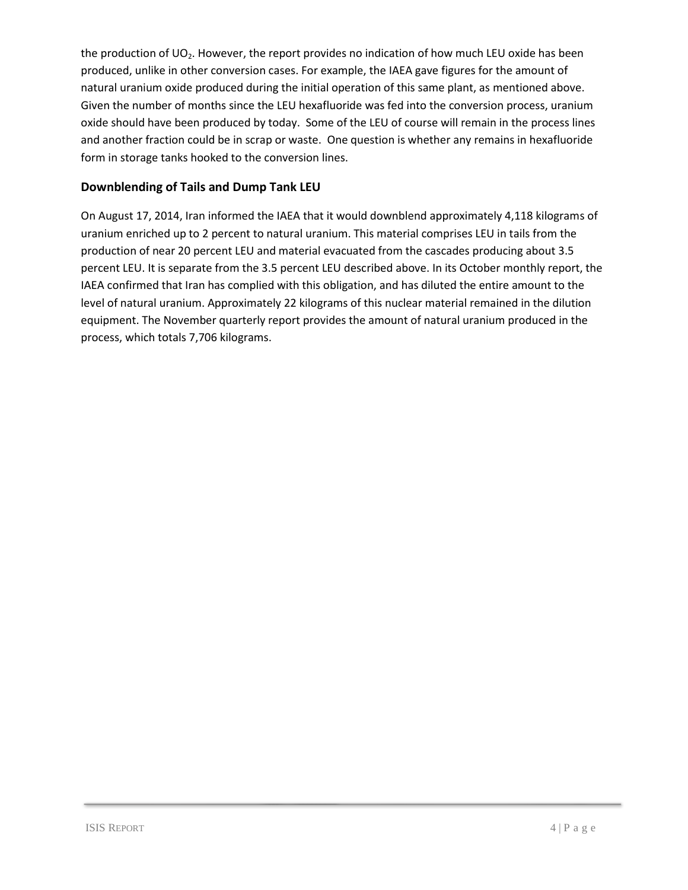the production of $UO_2$. However, the report provides no indication of how much LEU oxide has been produced, unlike in other conversion cases. For example, the IAEA gave figures for the amount of natural uranium oxide produced during the initial operation of this same plant, as mentioned above. Given the number of months since the LEU hexafluoride was fed into the conversion process, uranium oxide should have been produced by today. Some of the LEU of course will remain in the process lines and another fraction could be in scrap or waste. One question is whether any remains in hexafluoride form in storage tanks hooked to the conversion lines.

## Downblending of Tails and Dump Tank LEU

On August 17, 2014, Iran informed the IAEA that it would downblend approximately 4,118 kilograms of uranium enriched up to 2 percent to natural uranium. This material comprises LEU in tails from the production of near 20 percent LEU and material evacuated from the cascades producing about 3.5 percent LEU. It is separate from the 3.5 percent LEU described above. In its October monthly report, the IAEA confirmed that Iran has complied with this obligation, and has diluted the entire amount to the level of natural uranium. Approximately 22 kilograms of this nuclear material remained in the dilution equipment. The November quarterly report provides the amount of natural uranium produced in the process, which totals 7,706 kilograms.